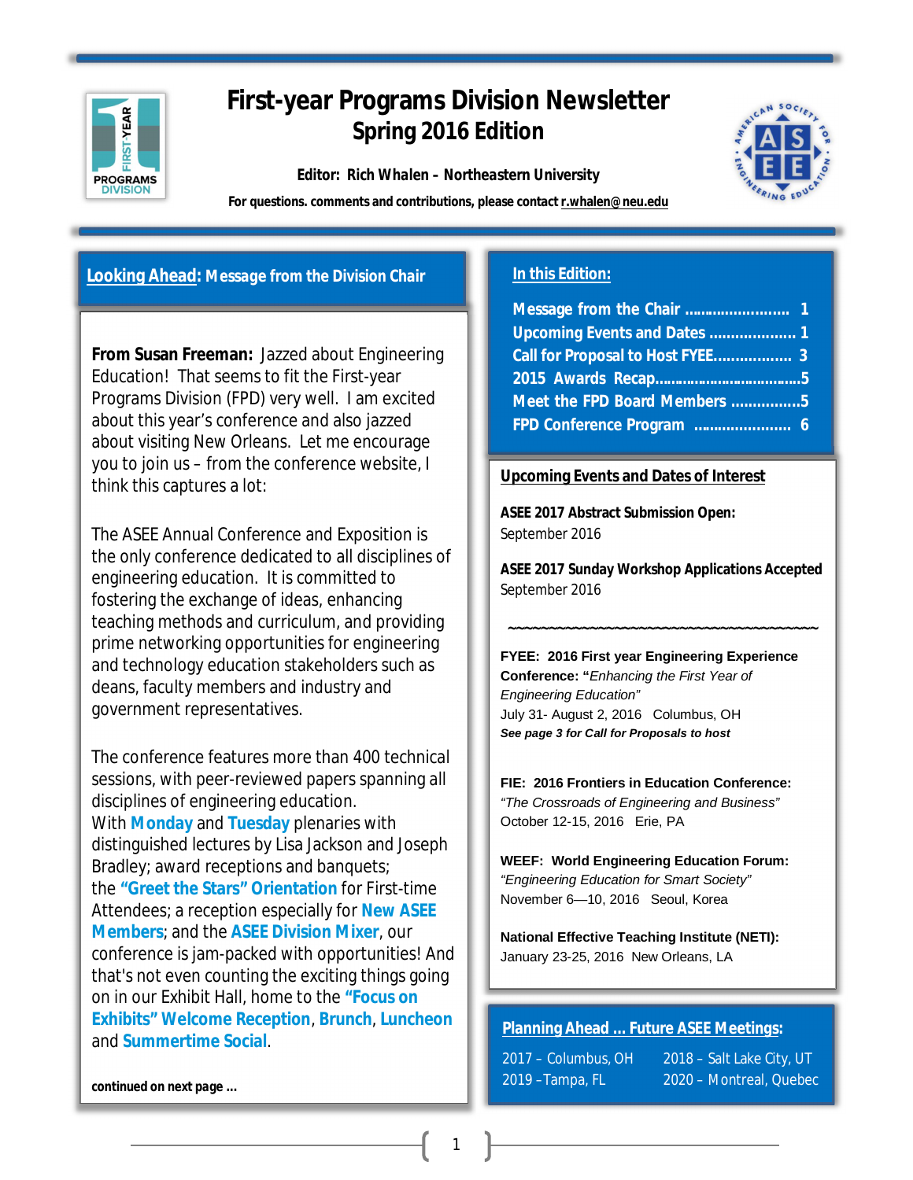# First-year Programs Division Newsletter
## Spring 2016 Edition

**Editor: Rich Whalen – Northeastern University**

**For questions. comments and contributions, please contact r.whalen@neu.edu**

## Looking Ahead: Message from the Division Chair

**From Susan Freeman:** Jazzed about Engineering Education! That seems to fit the First-year Programs Division (FPD) very well. I am excited about this year's conference and also jazzed about visiting New Orleans. Let me encourage you to join us – from the conference website, I think this captures a lot:

The ASEE Annual Conference and Exposition is the only conference dedicated to all disciplines of engineering education. It is committed to fostering the exchange of ideas, enhancing teaching methods and curriculum, and providing prime networking opportunities for engineering and technology education stakeholders such as deans, faculty members and industry and government representatives.

The conference features more than 400 technical sessions, with peer-reviewed papers spanning all disciplines of engineering education. With **Monday** and **Tuesday** plenaries with distinguished lectures by Lisa Jackson and Joseph Bradley; award receptions and banquets; the **"Greet the Stars" Orientation** for First-time Attendees; a reception especially for **New ASEE Members**; and the **ASEE Division Mixer**, our conference is jam-packed with opportunities! And that's not even counting the exciting things going on in our Exhibit Hall, home to the **"Focus on Exhibits" Welcome Reception**, **Brunch**, **Luncheon** and **Summertime Social**.

**continued on next page ...**

## In this Edition:

- Message from the Chair ........................ 1
- Upcoming Events and Dates .................... 1
- Call for Proposal to Host FYEE.................. 3
- 2015 Awards Recap...................................5
- Meet the FPD Board Members ................5
- FPD Conference Program ...................... 6

## Upcoming Events and Dates of Interest

**ASEE 2017 Abstract Submission Open:**
September 2016

**ASEE 2017 Sunday Workshop Applications Accepted**
September 2016

~~~~~~~~~~~~~~~~~~~~~~~~~~~~~~~~~~~~~~~~

**FYEE: 2016 First year Engineering Experience Conference: "***Enhancing the First Year of Engineering Education"*
July 31- August 2, 2016 Columbus, OH
***See page 3 for Call for Proposals to host***

**FIE: 2016 Frontiers in Education Conference:**
*"The Crossroads of Engineering and Business"*
October 12-15, 2016 Erie, PA

**WEEF: World Engineering Education Forum:**
*"Engineering Education for Smart Society"*
November 6—10, 2016 Seoul, Korea

**National Effective Teaching Institute (NETI):**
January 23-25, 2016 New Orleans, LA

## Planning Ahead ... Future ASEE Meetings:

- 2017 – Columbus, OH
- 2018 – Salt Lake City, UT
- 2019 – Tampa, FL
- 2020 – Montreal, Quebec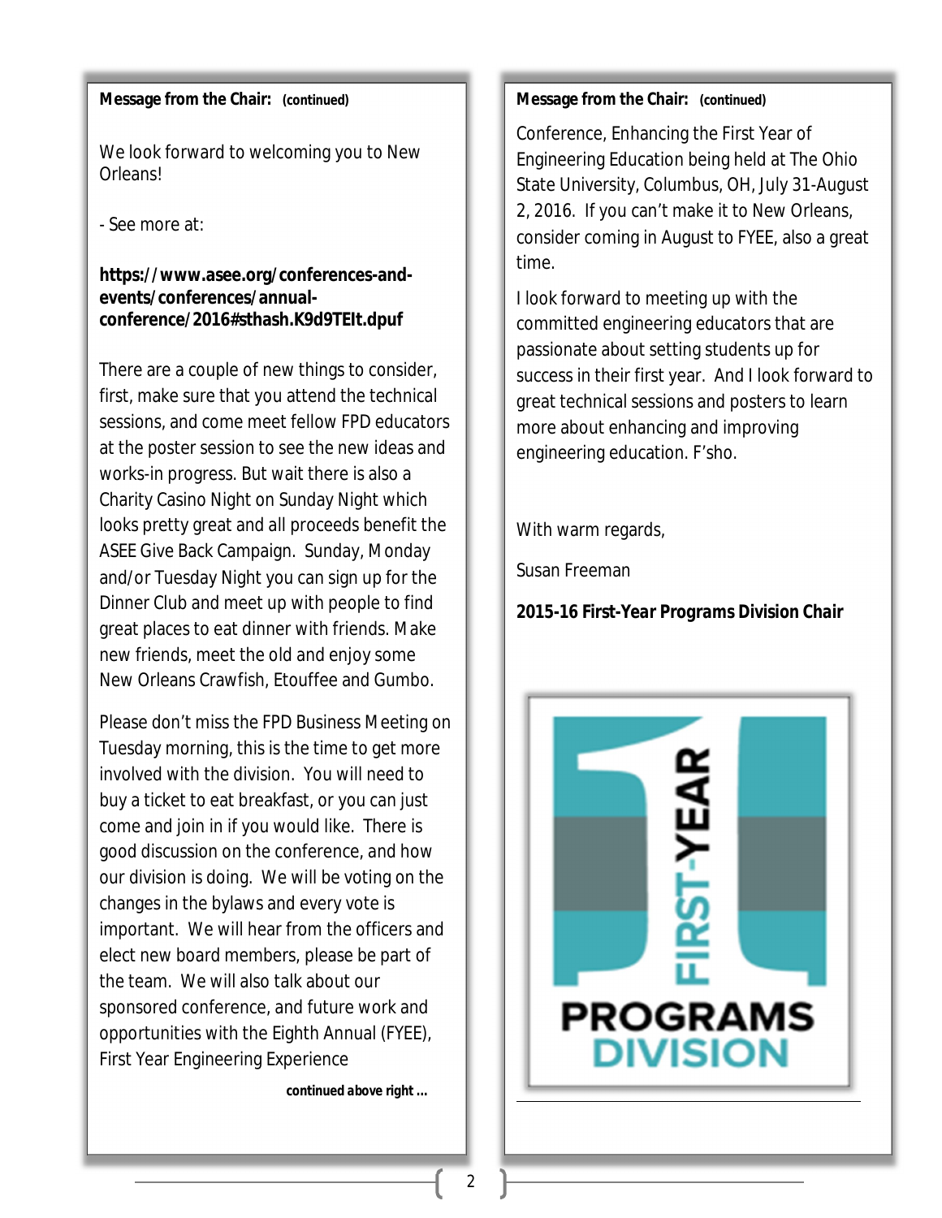**Message from the Chair:** **(continued)**

We look forward to welcoming you to New Orleans!

- See more at:

**https://www.asee.org/conferences-and-events/conferences/annual-conference/2016#sthash.K9d9TEIt.dpuf**

There are a couple of new things to consider, first, make sure that you attend the technical sessions, and come meet fellow FPD educators at the poster session to see the new ideas and works-in progress. But wait there is also a Charity Casino Night on Sunday Night which looks pretty great and all proceeds benefit the ASEE Give Back Campaign. Sunday, Monday and/or Tuesday Night you can sign up for the Dinner Club and meet up with people to find great places to eat dinner with friends. Make new friends, meet the old and enjoy some New Orleans Crawfish, Etouffee and Gumbo.

Please don't miss the FPD Business Meeting on Tuesday morning, this is the time to get more involved with the division. You will need to buy a ticket to eat breakfast, or you can just come and join in if you would like. There is good discussion on the conference, and how our division is doing. We will be voting on the changes in the bylaws and every vote is important. We will hear from the officers and elect new board members, please be part of the team. We will also talk about our sponsored conference, and future work and opportunities with the Eighth Annual (FYEE), First Year Engineering Experience Conference, Enhancing the First Year of Engineering Education being held at The Ohio State University, Columbus, OH, July 31-August 2, 2016. If you can't make it to New Orleans, consider coming in August to FYEE, also a great time.

I look forward to meeting up with the committed engineering educators that are passionate about setting students up for success in their first year. And I look forward to great technical sessions and posters to learn more about enhancing and improving engineering education. F'sho.

With warm regards,

Susan Freeman

***2015-16 First-Year Programs Division Chair***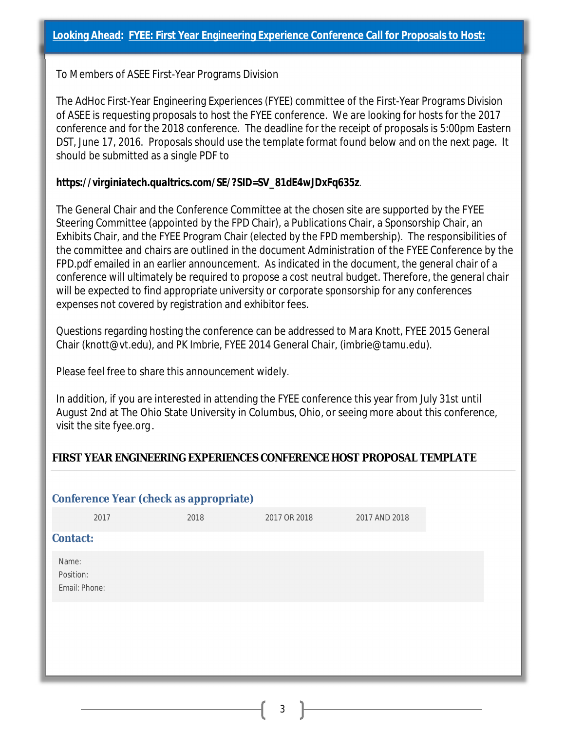## Looking Ahead: FYEE: First Year Engineering Experience Conference Call for Proposals to Host:

To Members of ASEE First-Year Programs Division

The AdHoc First-Year Engineering Experiences (FYEE) committee of the First-Year Programs Division of ASEE is requesting proposals to host the FYEE conference. We are looking for hosts for the 2017 conference and for the 2018 conference. The deadline for the receipt of proposals is 5:00pm Eastern DST, June 17, 2016. Proposals should use the template format found below and on the next page. It should be submitted as a single PDF to

**https://virginiatech.qualtrics.com/SE/?SID=SV_81dE4wJDxFq635z**.

The General Chair and the Conference Committee at the chosen site are supported by the FYEE Steering Committee (appointed by the FPD Chair), a Publications Chair, a Sponsorship Chair, an Exhibits Chair, and the FYEE Program Chair (elected by the FPD membership). The responsibilities of the committee and chairs are outlined in the document Administration of the FYEE Conference by the FPD.pdf emailed in an earlier announcement. As indicated in the document, the general chair of a conference will ultimately be required to propose a cost neutral budget. Therefore, the general chair will be expected to find appropriate university or corporate sponsorship for any conferences expenses not covered by registration and exhibitor fees.

Questions regarding hosting the conference can be addressed to Mara Knott, FYEE 2015 General Chair (knott@vt.edu), and PK Imbrie, FYEE 2014 General Chair, (imbrie@tamu.edu).

Please feel free to share this announcement widely.

In addition, if you are interested in attending the FYEE conference this year from July 31st until August 2nd at The Ohio State University in Columbus, Ohio, or seeing more about this conference, visit the site fyee.org.

## FIRST YEAR ENGINEERING EXPERIENCES CONFERENCE HOST PROPOSAL TEMPLATE

### Conference Year (check as appropriate)

| 2017 | 2018 | 2017 OR 2018 | 2017 AND 2018 |
|---|---|---|---|

### Contact:

Name:
Position:
Email: Phone: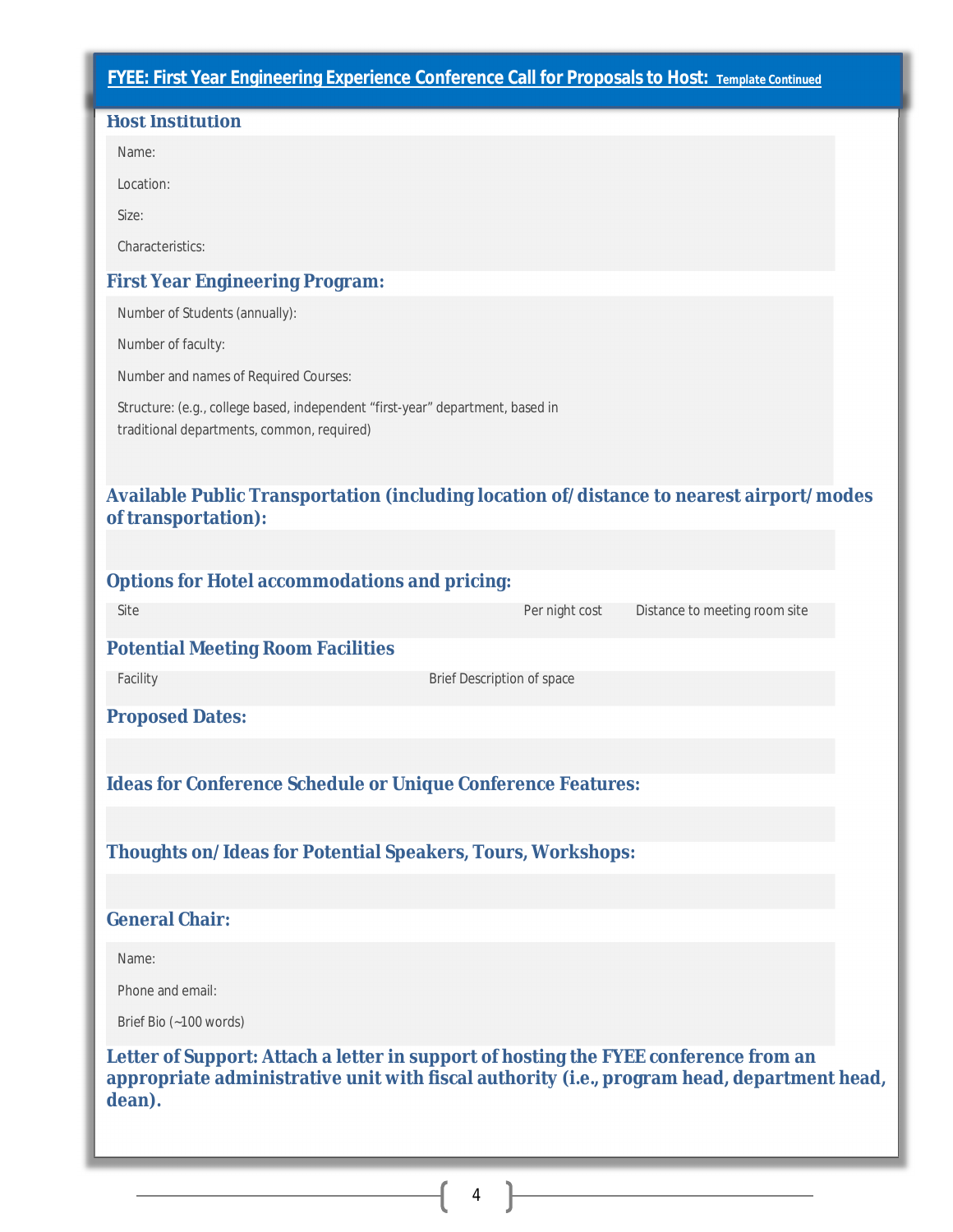## FYEE: First Year Engineering Experience Conference Call for Proposals to Host: Template Continued

### Host Institution

Name:

Location:

Size:

Characteristics:

### First Year Engineering Program:

Number of Students (annually):

Number of faculty:

Number and names of Required Courses:

Structure: (e.g., college based, independent "first-year" department, based in traditional departments, common, required)

### Available Public Transportation (including location of/distance to nearest airport/modes of transportation):

### Options for Hotel accommodations and pricing:

| Site | Per night cost | Distance to meeting room site |
|---|---|---|

### Potential Meeting Room Facilities

| Facility | Brief Description of space |
|---|---|

### Proposed Dates:

### Ideas for Conference Schedule or Unique Conference Features:

### Thoughts on/Ideas for Potential Speakers, Tours, Workshops:

### General Chair:

Name:

Phone and email:

Brief Bio (~100 words)

### Letter of Support: Attach a letter in support of hosting the FYEE conference from an appropriate administrative unit with fiscal authority (i.e., program head, department head, dean).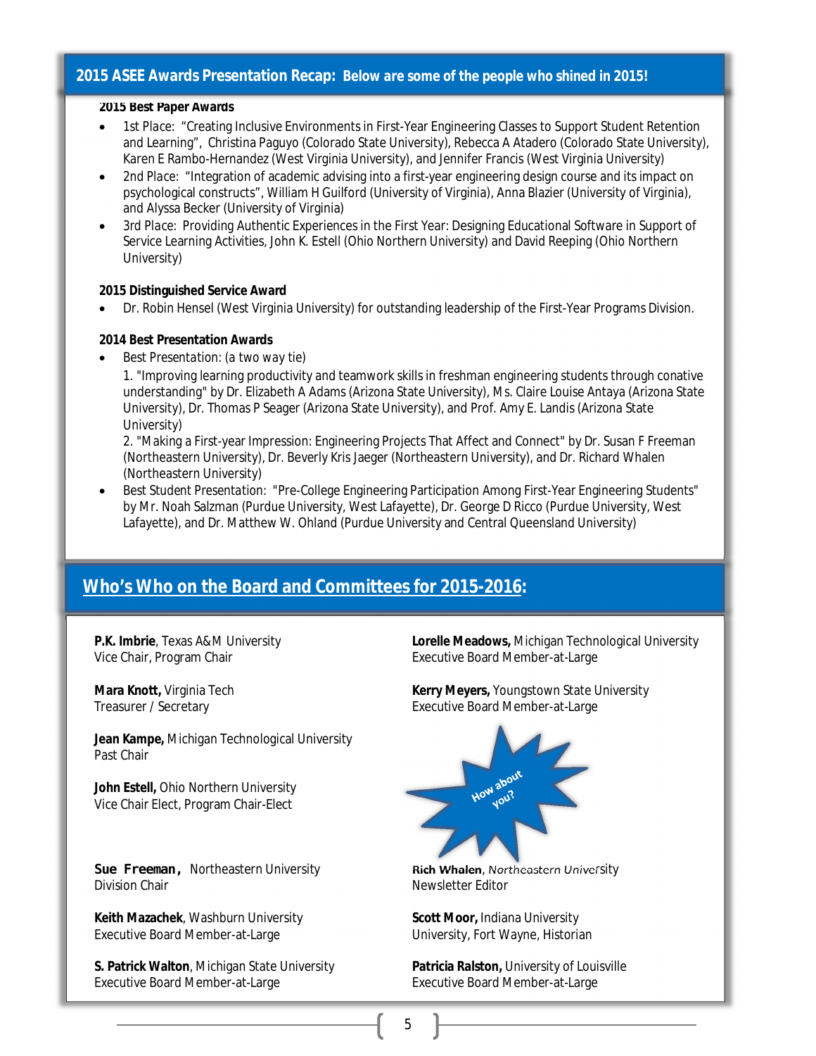## 2015 ASEE Awards Presentation Recap: Below are some of the people who shined in 2015!

**2015 Best Paper Awards**

- 1st Place: "Creating Inclusive Environments in First-Year Engineering Classes to Support Student Retention and Learning", Christina Paguyo (Colorado State University), Rebecca A Atadero (Colorado State University), Karen E Rambo-Hernandez (West Virginia University), and Jennifer Francis (West Virginia University)
- 2nd Place: "Integration of academic advising into a first-year engineering design course and its impact on psychological constructs", William H Guilford (University of Virginia), Anna Blazier (University of Virginia), and Alyssa Becker (University of Virginia)
- 3rd Place: Providing Authentic Experiences in the First Year: Designing Educational Software in Support of Service Learning Activities, John K. Estell (Ohio Northern University) and David Reeping (Ohio Northern University)

**2015 Distinguished Service Award**

- Dr. Robin Hensel (West Virginia University) for outstanding leadership of the First-Year Programs Division.

**2014 Best Presentation Awards**

- Best Presentation: (a two way tie)

  1. "Improving learning productivity and teamwork skills in freshman engineering students through conative understanding" by Dr. Elizabeth A Adams (Arizona State University), Ms. Claire Louise Antaya (Arizona State University), Dr. Thomas P Seager (Arizona State University), and Prof. Amy E. Landis (Arizona State University)
  2. "Making a First-year Impression: Engineering Projects That Affect and Connect" by Dr. Susan F Freeman (Northeastern University), Dr. Beverly Kris Jaeger (Northeastern University), and Dr. Richard Whalen (Northeastern University)

- Best Student Presentation: "Pre-College Engineering Participation Among First-Year Engineering Students" by Mr. Noah Salzman (Purdue University, West Lafayette), Dr. George D Ricco (Purdue University, West Lafayette), and Dr. Matthew W. Ohland (Purdue University and Central Queensland University)

## Who's Who on the Board and Committees for 2015-2016:

**P.K. Imbrie**, Texas A&M University
Vice Chair, Program Chair

**Mara Knott,** Virginia Tech
Treasurer / Secretary

**Jean Kampe,** Michigan Technological University
Past Chair

**John Estell,** Ohio Northern University
Vice Chair Elect, Program Chair-Elect

**Sue Freeman,** Northeastern University
Division Chair

**Keith Mazachek**, Washburn University
Executive Board Member-at-Large

**S. Patrick Walton**, Michigan State University
Executive Board Member-at-Large

**Lorelle Meadows,** Michigan Technological University
Executive Board Member-at-Large

**Kerry Meyers,** Youngstown State University
Executive Board Member-at-Large

How about you?

**Rich Whalen**, Northeastern University
Newsletter Editor

**Scott Moor,** Indiana University
University, Fort Wayne, Historian

**Patricia Ralston,** University of Louisville
Executive Board Member-at-Large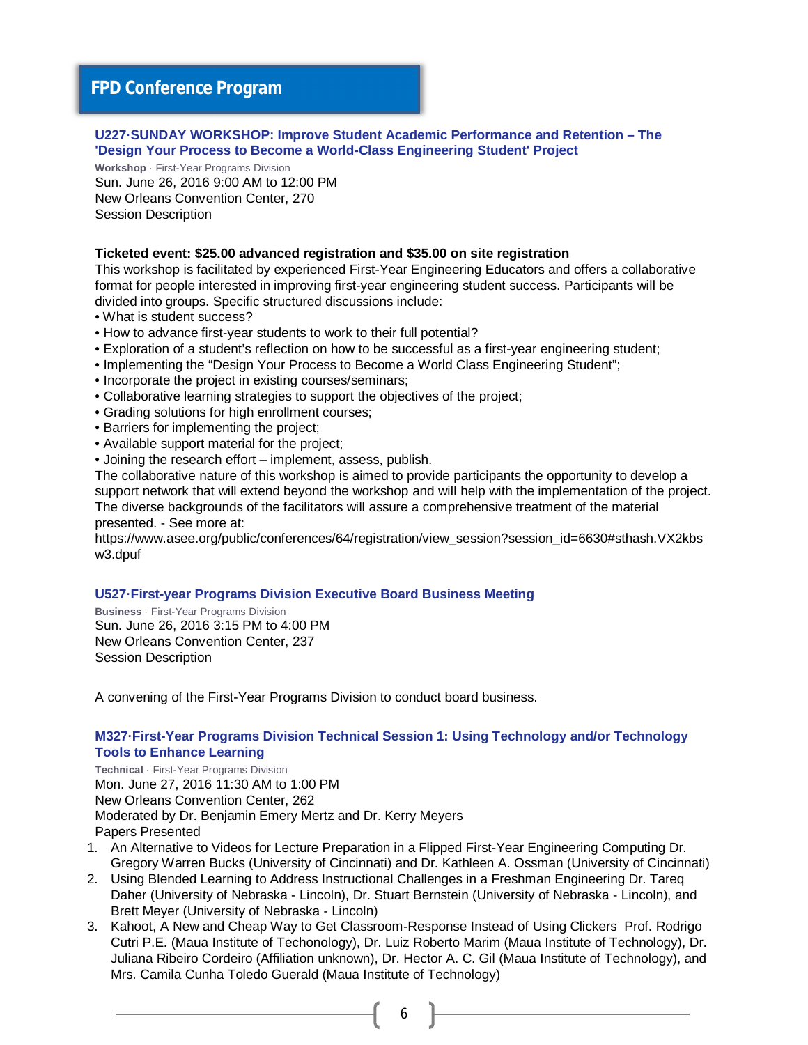# FPD Conference Program

### U227·SUNDAY WORKSHOP: Improve Student Academic Performance and Retention – The 'Design Your Process to Become a World-Class Engineering Student' Project

**Workshop** · First-Year Programs Division
Sun. June 26, 2016 9:00 AM to 12:00 PM
New Orleans Convention Center, 270
Session Description

**Ticketed event: $25.00 advanced registration and $35.00 on site registration**
This workshop is facilitated by experienced First-Year Engineering Educators and offers a collaborative format for people interested in improving first-year engineering student success. Participants will be divided into groups. Specific structured discussions include:

- What is student success?
- How to advance first-year students to work to their full potential?
- Exploration of a student's reflection on how to be successful as a first-year engineering student;
- Implementing the "Design Your Process to Become a World Class Engineering Student";
- Incorporate the project in existing courses/seminars;
- Collaborative learning strategies to support the objectives of the project;
- Grading solutions for high enrollment courses;
- Barriers for implementing the project;
- Available support material for the project;
- Joining the research effort – implement, assess, publish.

The collaborative nature of this workshop is aimed to provide participants the opportunity to develop a support network that will extend beyond the workshop and will help with the implementation of the project. The diverse backgrounds of the facilitators will assure a comprehensive treatment of the material presented. - See more at:
https://www.asee.org/public/conferences/64/registration/view_session?session_id=6630#sthash.VX2kbsw3.dpuf

### U527·First-year Programs Division Executive Board Business Meeting

**Business** · First-Year Programs Division
Sun. June 26, 2016 3:15 PM to 4:00 PM
New Orleans Convention Center, 237
Session Description

A convening of the First-Year Programs Division to conduct board business.

### M327·First-Year Programs Division Technical Session 1: Using Technology and/or Technology Tools to Enhance Learning

**Technical** · First-Year Programs Division
Mon. June 27, 2016 11:30 AM to 1:00 PM
New Orleans Convention Center, 262
Moderated by Dr. Benjamin Emery Mertz and Dr. Kerry Meyers
Papers Presented

1. An Alternative to Videos for Lecture Preparation in a Flipped First-Year Engineering Computing Dr. Gregory Warren Bucks (University of Cincinnati) and Dr. Kathleen A. Ossman (University of Cincinnati)
2. Using Blended Learning to Address Instructional Challenges in a Freshman Engineering Dr. Tareq Daher (University of Nebraska - Lincoln), Dr. Stuart Bernstein (University of Nebraska - Lincoln), and Brett Meyer (University of Nebraska - Lincoln)
3. Kahoot, A New and Cheap Way to Get Classroom-Response Instead of Using Clickers Prof. Rodrigo Cutri P.E. (Maua Institute of Techonology), Dr. Luiz Roberto Marim (Maua Institute of Technology), Dr. Juliana Ribeiro Cordeiro (Affiliation unknown), Dr. Hector A. C. Gil (Maua Institute of Technology), and Mrs. Camila Cunha Toledo Guerald (Maua Institute of Technology)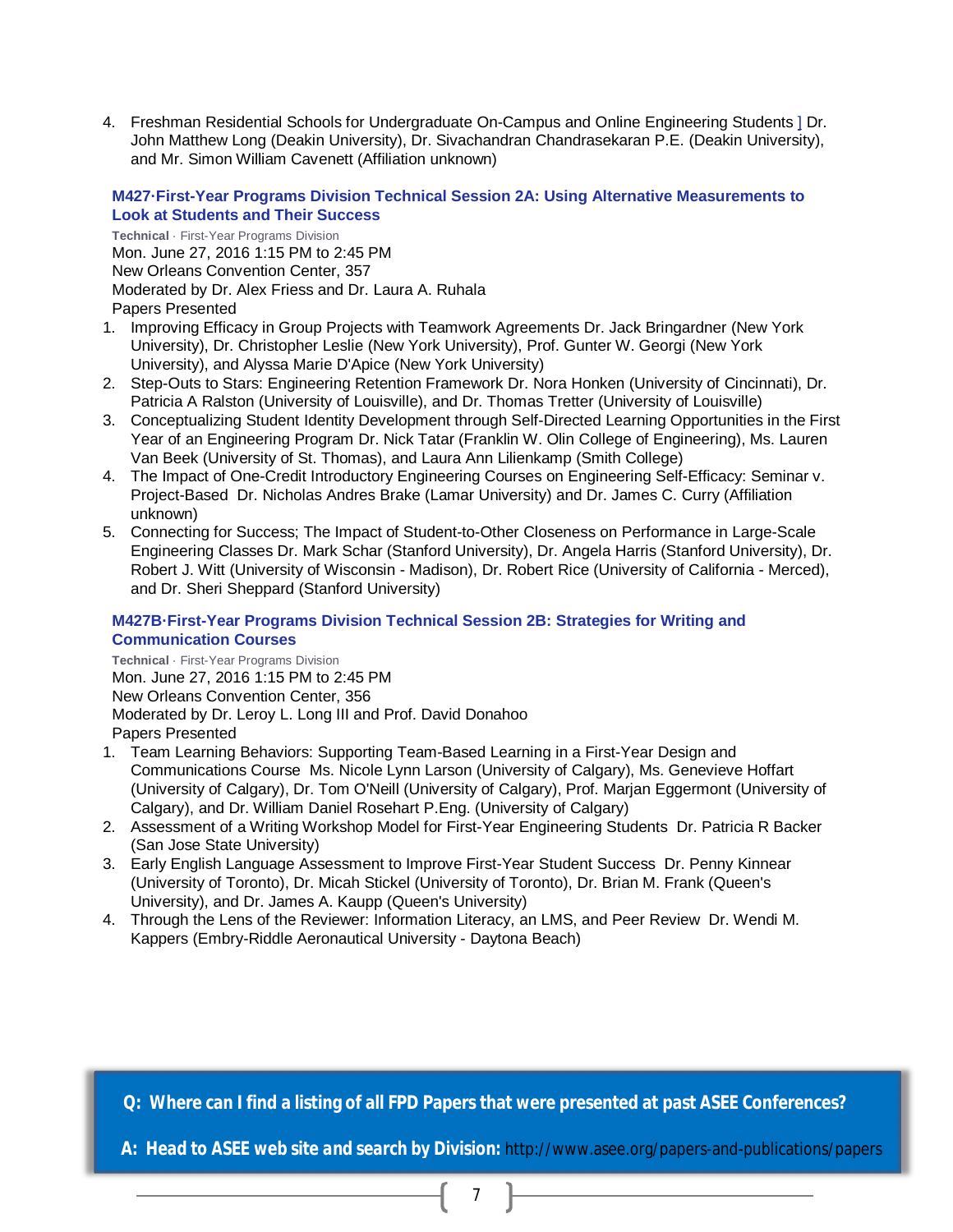4. Freshman Residential Schools for Undergraduate On-Campus and Online Engineering Students ] Dr. John Matthew Long (Deakin University), Dr. Sivachandran Chandrasekaran P.E. (Deakin University), and Mr. Simon William Cavenett (Affiliation unknown)

### M427·First-Year Programs Division Technical Session 2A: Using Alternative Measurements to Look at Students and Their Success

**Technical** · First-Year Programs Division
Mon. June 27, 2016 1:15 PM to 2:45 PM
New Orleans Convention Center, 357
Moderated by Dr. Alex Friess and Dr. Laura A. Ruhala
Papers Presented

1. Improving Efficacy in Group Projects with Teamwork Agreements Dr. Jack Bringardner (New York University), Dr. Christopher Leslie (New York University), Prof. Gunter W. Georgi (New York University), and Alyssa Marie D'Apice (New York University)
2. Step-Outs to Stars: Engineering Retention Framework Dr. Nora Honken (University of Cincinnati), Dr. Patricia A Ralston (University of Louisville), and Dr. Thomas Tretter (University of Louisville)
3. Conceptualizing Student Identity Development through Self-Directed Learning Opportunities in the First Year of an Engineering Program Dr. Nick Tatar (Franklin W. Olin College of Engineering), Ms. Lauren Van Beek (University of St. Thomas), and Laura Ann Lilienkamp (Smith College)
4. The Impact of One-Credit Introductory Engineering Courses on Engineering Self-Efficacy: Seminar v. Project-Based Dr. Nicholas Andres Brake (Lamar University) and Dr. James C. Curry (Affiliation unknown)
5. Connecting for Success; The Impact of Student-to-Other Closeness on Performance in Large-Scale Engineering Classes Dr. Mark Schar (Stanford University), Dr. Angela Harris (Stanford University), Dr. Robert J. Witt (University of Wisconsin - Madison), Dr. Robert Rice (University of California - Merced), and Dr. Sheri Sheppard (Stanford University)

### M427B·First-Year Programs Division Technical Session 2B: Strategies for Writing and Communication Courses

**Technical** · First-Year Programs Division
Mon. June 27, 2016 1:15 PM to 2:45 PM
New Orleans Convention Center, 356
Moderated by Dr. Leroy L. Long III and Prof. David Donahoo
Papers Presented

1. Team Learning Behaviors: Supporting Team-Based Learning in a First-Year Design and Communications Course Ms. Nicole Lynn Larson (University of Calgary), Ms. Genevieve Hoffart (University of Calgary), Dr. Tom O'Neill (University of Calgary), Prof. Marjan Eggermont (University of Calgary), and Dr. William Daniel Rosehart P.Eng. (University of Calgary)
2. Assessment of a Writing Workshop Model for First-Year Engineering Students Dr. Patricia R Backer (San Jose State University)
3. Early English Language Assessment to Improve First-Year Student Success Dr. Penny Kinnear (University of Toronto), Dr. Micah Stickel (University of Toronto), Dr. Brian M. Frank (Queen's University), and Dr. James A. Kaupp (Queen's University)
4. Through the Lens of the Reviewer: Information Literacy, an LMS, and Peer Review Dr. Wendi M. Kappers (Embry-Riddle Aeronautical University - Daytona Beach)

**Q: Where can I find a listing of all FPD Papers that were presented at past ASEE Conferences?**

**A: Head to ASEE web site and search by Division:** http://www.asee.org/papers-and-publications/papers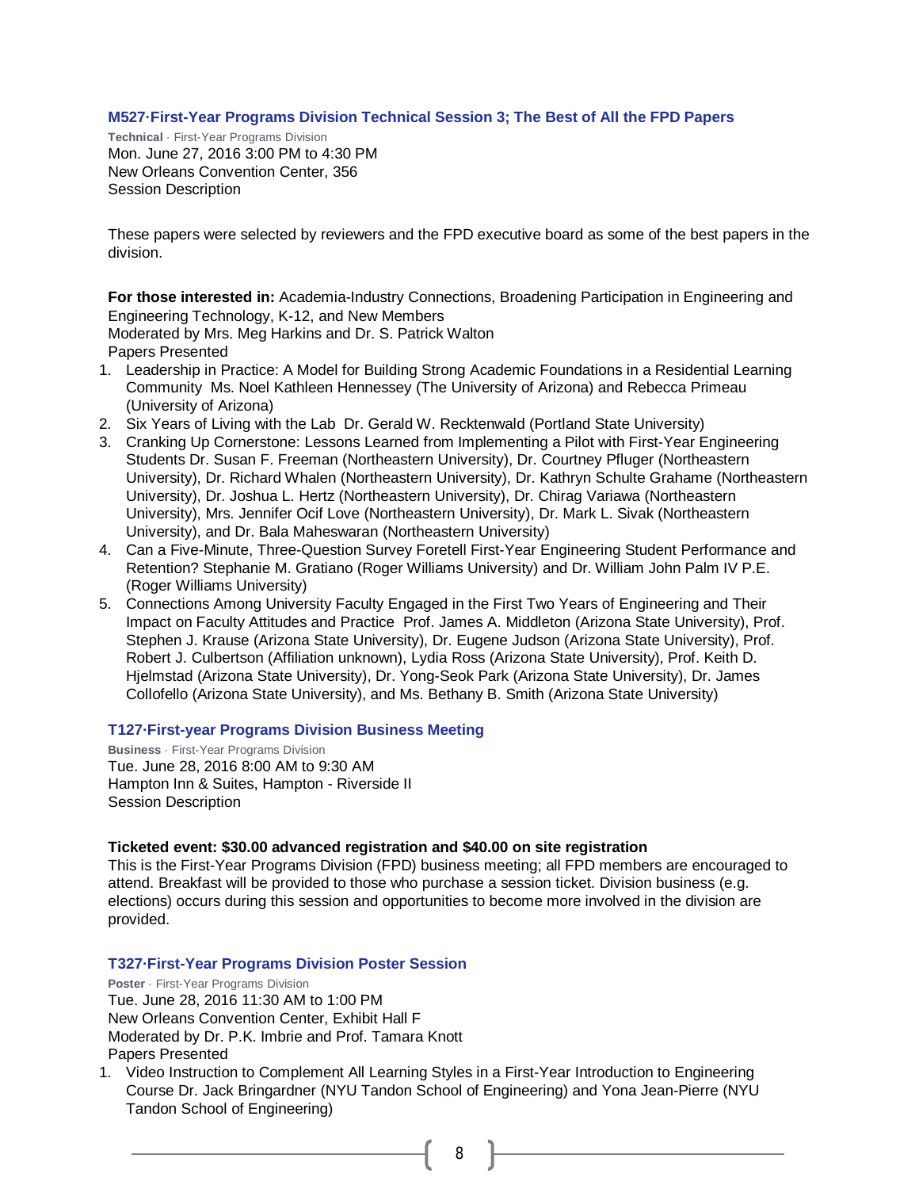### M527·First-Year Programs Division Technical Session 3; The Best of All the FPD Papers

**Technical** · First-Year Programs Division
Mon. June 27, 2016 3:00 PM to 4:30 PM
New Orleans Convention Center, 356
Session Description

These papers were selected by reviewers and the FPD executive board as some of the best papers in the division.

**For those interested in:** Academia-Industry Connections, Broadening Participation in Engineering and Engineering Technology, K-12, and New Members
Moderated by Mrs. Meg Harkins and Dr. S. Patrick Walton
Papers Presented

1. Leadership in Practice: A Model for Building Strong Academic Foundations in a Residential Learning Community Ms. Noel Kathleen Hennessey (The University of Arizona) and Rebecca Primeau (University of Arizona)
2. Six Years of Living with the Lab Dr. Gerald W. Recktenwald (Portland State University)
3. Cranking Up Cornerstone: Lessons Learned from Implementing a Pilot with First-Year Engineering Students Dr. Susan F. Freeman (Northeastern University), Dr. Courtney Pfluger (Northeastern University), Dr. Richard Whalen (Northeastern University), Dr. Kathryn Schulte Grahame (Northeastern University), Dr. Joshua L. Hertz (Northeastern University), Dr. Chirag Variawa (Northeastern University), Mrs. Jennifer Ocif Love (Northeastern University), Dr. Mark L. Sivak (Northeastern University), and Dr. Bala Maheswaran (Northeastern University)
4. Can a Five-Minute, Three-Question Survey Foretell First-Year Engineering Student Performance and Retention? Stephanie M. Gratiano (Roger Williams University) and Dr. William John Palm IV P.E. (Roger Williams University)
5. Connections Among University Faculty Engaged in the First Two Years of Engineering and Their Impact on Faculty Attitudes and Practice Prof. James A. Middleton (Arizona State University), Prof. Stephen J. Krause (Arizona State University), Dr. Eugene Judson (Arizona State University), Prof. Robert J. Culbertson (Affiliation unknown), Lydia Ross (Arizona State University), Prof. Keith D. Hjelmstad (Arizona State University), Dr. Yong-Seok Park (Arizona State University), Dr. James Collofello (Arizona State University), and Ms. Bethany B. Smith (Arizona State University)

### T127·First-year Programs Division Business Meeting

**Business** · First-Year Programs Division
Tue. June 28, 2016 8:00 AM to 9:30 AM
Hampton Inn & Suites, Hampton - Riverside II
Session Description

**Ticketed event: $30.00 advanced registration and $40.00 on site registration**
This is the First-Year Programs Division (FPD) business meeting; all FPD members are encouraged to attend. Breakfast will be provided to those who purchase a session ticket. Division business (e.g. elections) occurs during this session and opportunities to become more involved in the division are provided.

### T327·First-Year Programs Division Poster Session

**Poster** · First-Year Programs Division
Tue. June 28, 2016 11:30 AM to 1:00 PM
New Orleans Convention Center, Exhibit Hall F
Moderated by Dr. P.K. Imbrie and Prof. Tamara Knott
Papers Presented

1. Video Instruction to Complement All Learning Styles in a First-Year Introduction to Engineering Course Dr. Jack Bringardner (NYU Tandon School of Engineering) and Yona Jean-Pierre (NYU Tandon School of Engineering)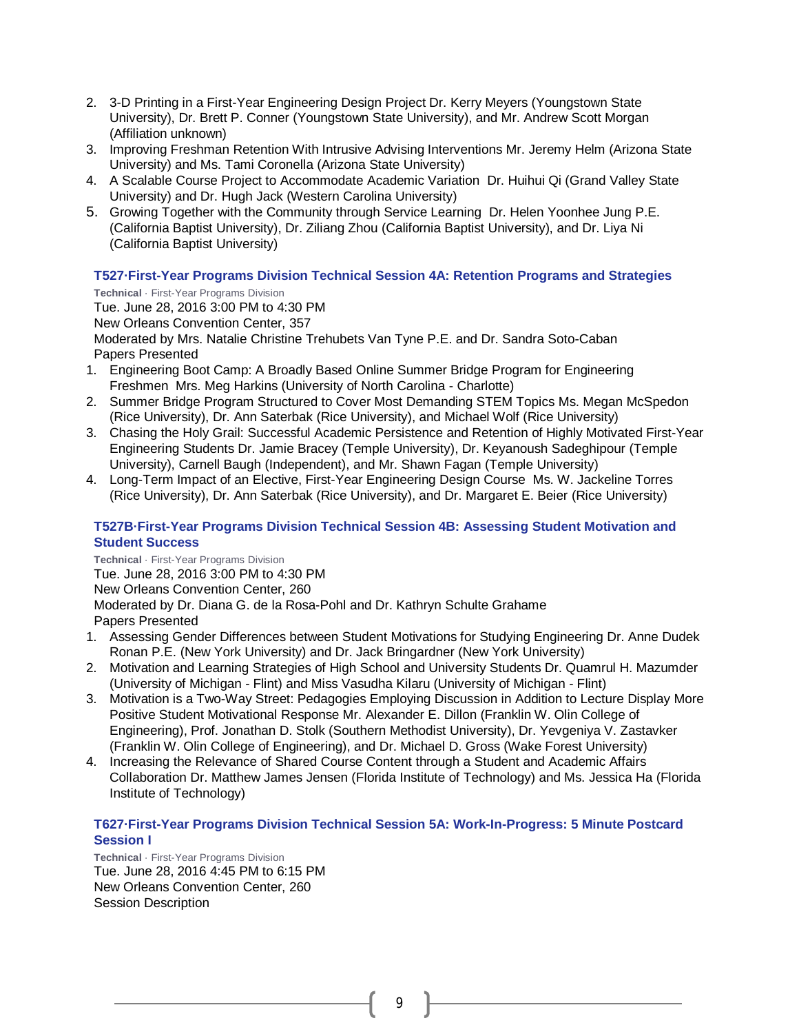2. 3-D Printing in a First-Year Engineering Design Project Dr. Kerry Meyers (Youngstown State University), Dr. Brett P. Conner (Youngstown State University), and Mr. Andrew Scott Morgan (Affiliation unknown)
3. Improving Freshman Retention With Intrusive Advising Interventions Mr. Jeremy Helm (Arizona State University) and Ms. Tami Coronella (Arizona State University)
4. A Scalable Course Project to Accommodate Academic Variation Dr. Huihui Qi (Grand Valley State University) and Dr. Hugh Jack (Western Carolina University)
5. Growing Together with the Community through Service Learning Dr. Helen Yoonhee Jung P.E. (California Baptist University), Dr. Ziliang Zhou (California Baptist University), and Dr. Liya Ni (California Baptist University)

### T527·First-Year Programs Division Technical Session 4A: Retention Programs and Strategies

**Technical** · First-Year Programs Division
Tue. June 28, 2016 3:00 PM to 4:30 PM
New Orleans Convention Center, 357
Moderated by Mrs. Natalie Christine Trehubets Van Tyne P.E. and Dr. Sandra Soto-Caban
Papers Presented

1. Engineering Boot Camp: A Broadly Based Online Summer Bridge Program for Engineering Freshmen Mrs. Meg Harkins (University of North Carolina - Charlotte)
2. Summer Bridge Program Structured to Cover Most Demanding STEM Topics Ms. Megan McSpedon (Rice University), Dr. Ann Saterbak (Rice University), and Michael Wolf (Rice University)
3. Chasing the Holy Grail: Successful Academic Persistence and Retention of Highly Motivated First-Year Engineering Students Dr. Jamie Bracey (Temple University), Dr. Keyanoush Sadeghipour (Temple University), Carnell Baugh (Independent), and Mr. Shawn Fagan (Temple University)
4. Long-Term Impact of an Elective, First-Year Engineering Design Course Ms. W. Jackeline Torres (Rice University), Dr. Ann Saterbak (Rice University), and Dr. Margaret E. Beier (Rice University)

### T527B·First-Year Programs Division Technical Session 4B: Assessing Student Motivation and Student Success

**Technical** · First-Year Programs Division
Tue. June 28, 2016 3:00 PM to 4:30 PM
New Orleans Convention Center, 260
Moderated by Dr. Diana G. de la Rosa-Pohl and Dr. Kathryn Schulte Grahame
Papers Presented

1. Assessing Gender Differences between Student Motivations for Studying Engineering Dr. Anne Dudek Ronan P.E. (New York University) and Dr. Jack Bringardner (New York University)
2. Motivation and Learning Strategies of High School and University Students Dr. Quamrul H. Mazumder (University of Michigan - Flint) and Miss Vasudha Kilaru (University of Michigan - Flint)
3. Motivation is a Two-Way Street: Pedagogies Employing Discussion in Addition to Lecture Display More Positive Student Motivational Response Mr. Alexander E. Dillon (Franklin W. Olin College of Engineering), Prof. Jonathan D. Stolk (Southern Methodist University), Dr. Yevgeniya V. Zastavker (Franklin W. Olin College of Engineering), and Dr. Michael D. Gross (Wake Forest University)
4. Increasing the Relevance of Shared Course Content through a Student and Academic Affairs Collaboration Dr. Matthew James Jensen (Florida Institute of Technology) and Ms. Jessica Ha (Florida Institute of Technology)

### T627·First-Year Programs Division Technical Session 5A: Work-In-Progress: 5 Minute Postcard Session I

**Technical** · First-Year Programs Division
Tue. June 28, 2016 4:45 PM to 6:15 PM
New Orleans Convention Center, 260
Session Description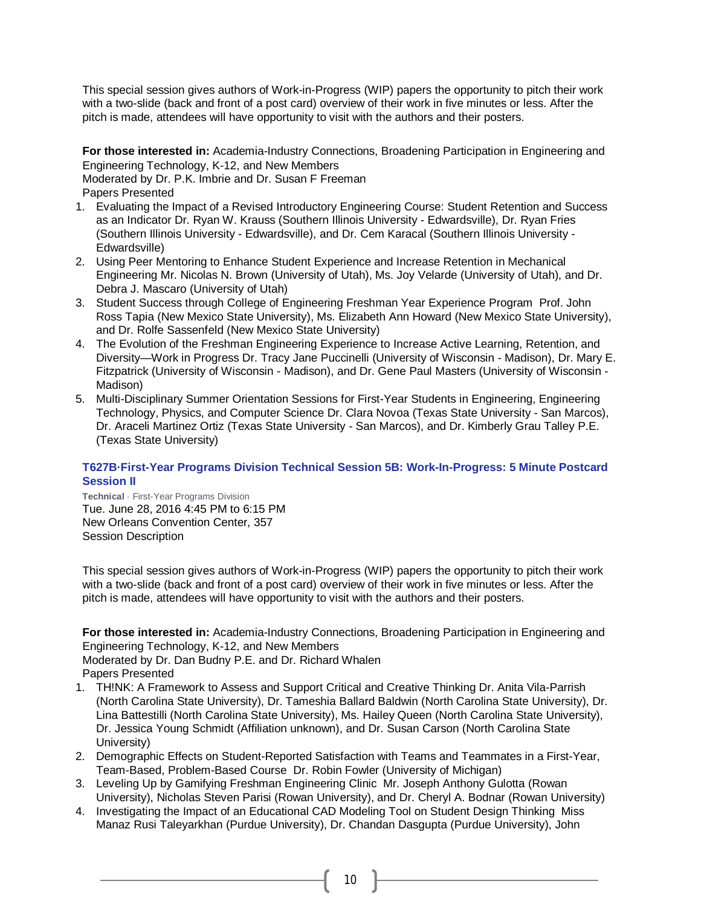This special session gives authors of Work-in-Progress (WIP) papers the opportunity to pitch their work with a two-slide (back and front of a post card) overview of their work in five minutes or less. After the pitch is made, attendees will have opportunity to visit with the authors and their posters.

**For those interested in:** Academia-Industry Connections, Broadening Participation in Engineering and Engineering Technology, K-12, and New Members
Moderated by Dr. P.K. Imbrie and Dr. Susan F Freeman
Papers Presented

1. Evaluating the Impact of a Revised Introductory Engineering Course: Student Retention and Success as an Indicator Dr. Ryan W. Krauss (Southern Illinois University - Edwardsville), Dr. Ryan Fries (Southern Illinois University - Edwardsville), and Dr. Cem Karacal (Southern Illinois University - Edwardsville)
2. Using Peer Mentoring to Enhance Student Experience and Increase Retention in Mechanical Engineering Mr. Nicolas N. Brown (University of Utah), Ms. Joy Velarde (University of Utah), and Dr. Debra J. Mascaro (University of Utah)
3. Student Success through College of Engineering Freshman Year Experience Program Prof. John Ross Tapia (New Mexico State University), Ms. Elizabeth Ann Howard (New Mexico State University), and Dr. Rolfe Sassenfeld (New Mexico State University)
4. The Evolution of the Freshman Engineering Experience to Increase Active Learning, Retention, and Diversity—Work in Progress Dr. Tracy Jane Puccinelli (University of Wisconsin - Madison), Dr. Mary E. Fitzpatrick (University of Wisconsin - Madison), and Dr. Gene Paul Masters (University of Wisconsin - Madison)
5. Multi-Disciplinary Summer Orientation Sessions for First-Year Students in Engineering, Engineering Technology, Physics, and Computer Science Dr. Clara Novoa (Texas State University - San Marcos), Dr. Araceli Martinez Ortiz (Texas State University - San Marcos), and Dr. Kimberly Grau Talley P.E. (Texas State University)

### T627B·First-Year Programs Division Technical Session 5B: Work-In-Progress: 5 Minute Postcard Session II

**Technical** · First-Year Programs Division
Tue. June 28, 2016 4:45 PM to 6:15 PM
New Orleans Convention Center, 357
Session Description

This special session gives authors of Work-in-Progress (WIP) papers the opportunity to pitch their work with a two-slide (back and front of a post card) overview of their work in five minutes or less. After the pitch is made, attendees will have opportunity to visit with the authors and their posters.

**For those interested in:** Academia-Industry Connections, Broadening Participation in Engineering and Engineering Technology, K-12, and New Members
Moderated by Dr. Dan Budny P.E. and Dr. Richard Whalen
Papers Presented

1. TH!NK: A Framework to Assess and Support Critical and Creative Thinking Dr. Anita Vila-Parrish (North Carolina State University), Dr. Tameshia Ballard Baldwin (North Carolina State University), Dr. Lina Battestilli (North Carolina State University), Ms. Hailey Queen (North Carolina State University), Dr. Jessica Young Schmidt (Affiliation unknown), and Dr. Susan Carson (North Carolina State University)
2. Demographic Effects on Student-Reported Satisfaction with Teams and Teammates in a First-Year, Team-Based, Problem-Based Course Dr. Robin Fowler (University of Michigan)
3. Leveling Up by Gamifying Freshman Engineering Clinic Mr. Joseph Anthony Gulotta (Rowan University), Nicholas Steven Parisi (Rowan University), and Dr. Cheryl A. Bodnar (Rowan University)
4. Investigating the Impact of an Educational CAD Modeling Tool on Student Design Thinking Miss Manaz Rusi Taleyarkhan (Purdue University), Dr. Chandan Dasgupta (Purdue University), John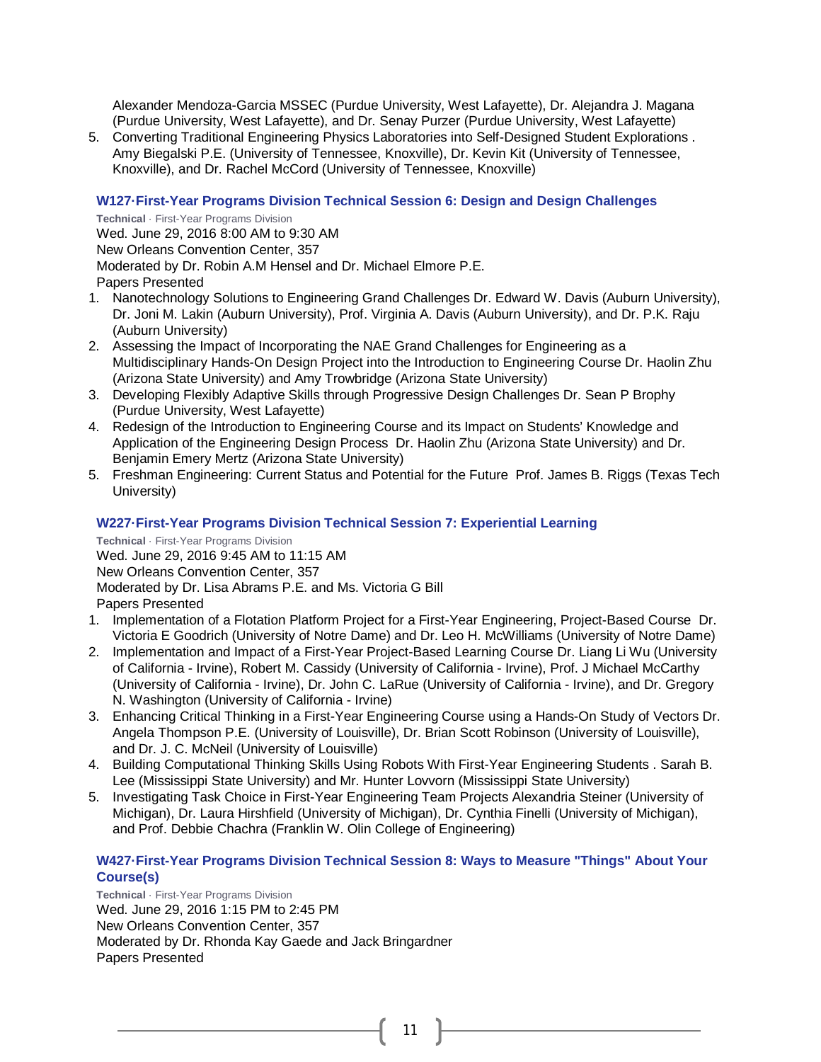Alexander Mendoza-Garcia MSSEC (Purdue University, West Lafayette), Dr. Alejandra J. Magana (Purdue University, West Lafayette), and Dr. Senay Purzer (Purdue University, West Lafayette)

5. Converting Traditional Engineering Physics Laboratories into Self-Designed Student Explorations . Amy Biegalski P.E. (University of Tennessee, Knoxville), Dr. Kevin Kit (University of Tennessee, Knoxville), and Dr. Rachel McCord (University of Tennessee, Knoxville)

### W127·First-Year Programs Division Technical Session 6: Design and Design Challenges

**Technical** · First-Year Programs Division
Wed. June 29, 2016 8:00 AM to 9:30 AM
New Orleans Convention Center, 357
Moderated by Dr. Robin A.M Hensel and Dr. Michael Elmore P.E.
Papers Presented

1. Nanotechnology Solutions to Engineering Grand Challenges Dr. Edward W. Davis (Auburn University), Dr. Joni M. Lakin (Auburn University), Prof. Virginia A. Davis (Auburn University), and Dr. P.K. Raju (Auburn University)
2. Assessing the Impact of Incorporating the NAE Grand Challenges for Engineering as a Multidisciplinary Hands-On Design Project into the Introduction to Engineering Course Dr. Haolin Zhu (Arizona State University) and Amy Trowbridge (Arizona State University)
3. Developing Flexibly Adaptive Skills through Progressive Design Challenges Dr. Sean P Brophy (Purdue University, West Lafayette)
4. Redesign of the Introduction to Engineering Course and its Impact on Students' Knowledge and Application of the Engineering Design Process Dr. Haolin Zhu (Arizona State University) and Dr. Benjamin Emery Mertz (Arizona State University)
5. Freshman Engineering: Current Status and Potential for the Future Prof. James B. Riggs (Texas Tech University)

### W227·First-Year Programs Division Technical Session 7: Experiential Learning

**Technical** · First-Year Programs Division
Wed. June 29, 2016 9:45 AM to 11:15 AM
New Orleans Convention Center, 357
Moderated by Dr. Lisa Abrams P.E. and Ms. Victoria G Bill
Papers Presented

1. Implementation of a Flotation Platform Project for a First-Year Engineering, Project-Based Course Dr. Victoria E Goodrich (University of Notre Dame) and Dr. Leo H. McWilliams (University of Notre Dame)
2. Implementation and Impact of a First-Year Project-Based Learning Course Dr. Liang Li Wu (University of California - Irvine), Robert M. Cassidy (University of California - Irvine), Prof. J Michael McCarthy (University of California - Irvine), Dr. John C. LaRue (University of California - Irvine), and Dr. Gregory N. Washington (University of California - Irvine)
3. Enhancing Critical Thinking in a First-Year Engineering Course using a Hands-On Study of Vectors Dr. Angela Thompson P.E. (University of Louisville), Dr. Brian Scott Robinson (University of Louisville), and Dr. J. C. McNeil (University of Louisville)
4. Building Computational Thinking Skills Using Robots With First-Year Engineering Students . Sarah B. Lee (Mississippi State University) and Mr. Hunter Lovvorn (Mississippi State University)
5. Investigating Task Choice in First-Year Engineering Team Projects Alexandria Steiner (University of Michigan), Dr. Laura Hirshfield (University of Michigan), Dr. Cynthia Finelli (University of Michigan), and Prof. Debbie Chachra (Franklin W. Olin College of Engineering)

### W427·First-Year Programs Division Technical Session 8: Ways to Measure "Things" About Your Course(s)

**Technical** · First-Year Programs Division
Wed. June 29, 2016 1:15 PM to 2:45 PM
New Orleans Convention Center, 357
Moderated by Dr. Rhonda Kay Gaede and Jack Bringardner
Papers Presented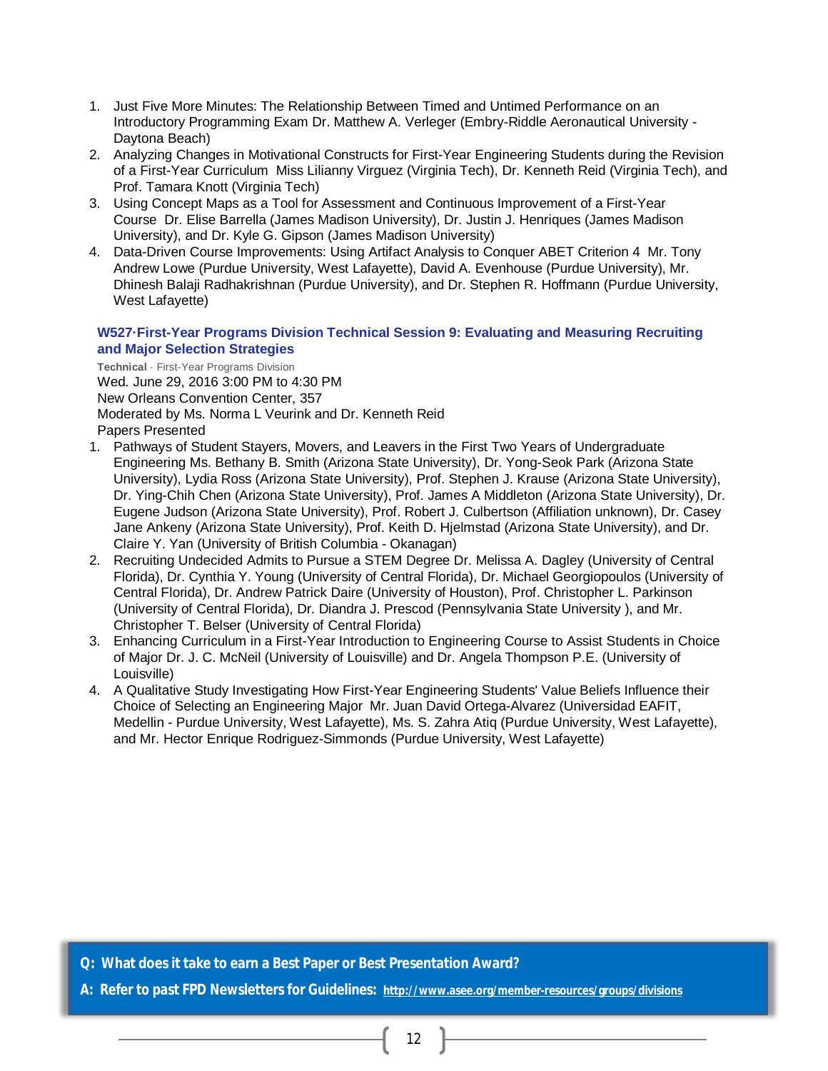1. Just Five More Minutes: The Relationship Between Timed and Untimed Performance on an Introductory Programming Exam Dr. Matthew A. Verleger (Embry-Riddle Aeronautical University - Daytona Beach)
2. Analyzing Changes in Motivational Constructs for First-Year Engineering Students during the Revision of a First-Year Curriculum Miss Lilianny Virguez (Virginia Tech), Dr. Kenneth Reid (Virginia Tech), and Prof. Tamara Knott (Virginia Tech)
3. Using Concept Maps as a Tool for Assessment and Continuous Improvement of a First-Year Course Dr. Elise Barrella (James Madison University), Dr. Justin J. Henriques (James Madison University), and Dr. Kyle G. Gipson (James Madison University)
4. Data-Driven Course Improvements: Using Artifact Analysis to Conquer ABET Criterion 4 Mr. Tony Andrew Lowe (Purdue University, West Lafayette), David A. Evenhouse (Purdue University), Mr. Dhinesh Balaji Radhakrishnan (Purdue University), and Dr. Stephen R. Hoffmann (Purdue University, West Lafayette)

### W527·First-Year Programs Division Technical Session 9: Evaluating and Measuring Recruiting and Major Selection Strategies

**Technical** · First-Year Programs Division
Wed. June 29, 2016 3:00 PM to 4:30 PM
New Orleans Convention Center, 357
Moderated by Ms. Norma L Veurink and Dr. Kenneth Reid
Papers Presented

1. Pathways of Student Stayers, Movers, and Leavers in the First Two Years of Undergraduate Engineering Ms. Bethany B. Smith (Arizona State University), Dr. Yong-Seok Park (Arizona State University), Lydia Ross (Arizona State University), Prof. Stephen J. Krause (Arizona State University), Dr. Ying-Chih Chen (Arizona State University), Prof. James A Middleton (Arizona State University), Dr. Eugene Judson (Arizona State University), Prof. Robert J. Culbertson (Affiliation unknown), Dr. Casey Jane Ankeny (Arizona State University), Prof. Keith D. Hjelmstad (Arizona State University), and Dr. Claire Y. Yan (University of British Columbia - Okanagan)
2. Recruiting Undecided Admits to Pursue a STEM Degree Dr. Melissa A. Dagley (University of Central Florida), Dr. Cynthia Y. Young (University of Central Florida), Dr. Michael Georgiopoulos (University of Central Florida), Dr. Andrew Patrick Daire (University of Houston), Prof. Christopher L. Parkinson (University of Central Florida), Dr. Diandra J. Prescod (Pennsylvania State University ), and Mr. Christopher T. Belser (University of Central Florida)
3. Enhancing Curriculum in a First-Year Introduction to Engineering Course to Assist Students in Choice of Major Dr. J. C. McNeil (University of Louisville) and Dr. Angela Thompson P.E. (University of Louisville)
4. A Qualitative Study Investigating How First-Year Engineering Students' Value Beliefs Influence their Choice of Selecting an Engineering Major Mr. Juan David Ortega-Alvarez (Universidad EAFIT, Medellin - Purdue University, West Lafayette), Ms. S. Zahra Atiq (Purdue University, West Lafayette), and Mr. Hector Enrique Rodriguez-Simmonds (Purdue University, West Lafayette)

**Q: What does it take to earn a Best Paper or Best Presentation Award?**

**A: Refer to past FPD Newsletters for Guidelines:** http://www.asee.org/member-resources/groups/divisions